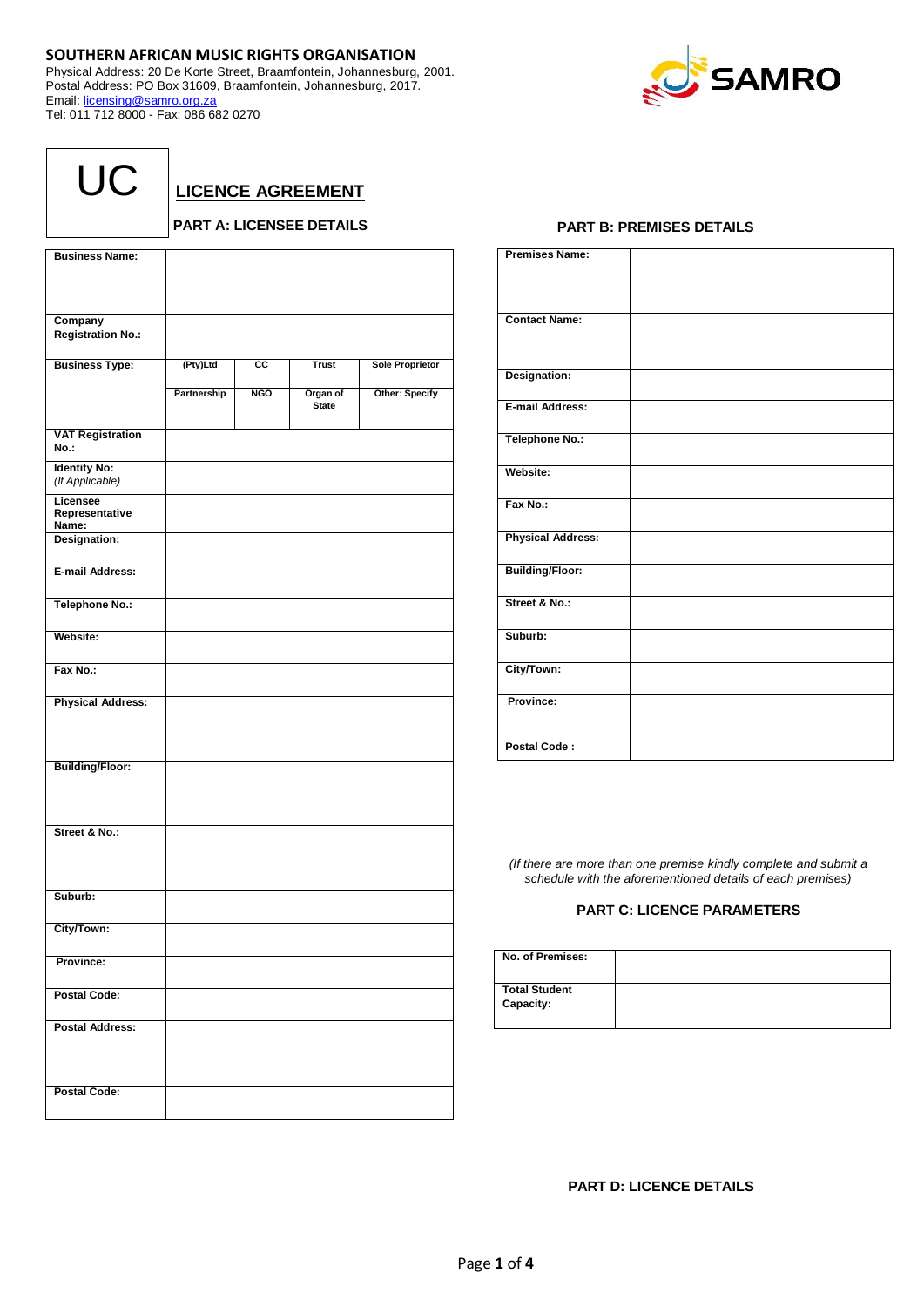**SOUTHERN AFRICAN MUSIC RIGHTS ORGANISATION**
Physical Address: 20 De Korte Street, Braamfontein, Johannesburg, 2001.
Postal Address: PO Box 31609, Braamfontein, Johannesburg, 2017.
Email: licensing@samro.org.za
Tel: 011 712 8000 - Fax: 086 682 0270

SAMRO

# UC

## LICENCE AGREEMENT

### PART A: LICENSEE DETAILS

| | | | | |
|---|---|---|---|---|
| **Business Name:** | | | | |
| **Company Registration No.:** | | | | |
| **Business Type:** | (Pty)Ltd | CC | Trust | Sole Proprietor |
| | Partnership | NGO | Organ of State | Other: Specify |
| **VAT Registration No.:** | | | | |
| **Identity No:** *(If Applicable)* | | | | |
| **Licensee Representative Name:** | | | | |
| **Designation:** | | | | |
| **E-mail Address:** | | | | |
| **Telephone No.:** | | | | |
| **Website:** | | | | |
| **Fax No.:** | | | | |
| **Physical Address:** | | | | |
| **Building/Floor:** | | | | |
| **Street & No.:** | | | | |
| **Suburb:** | | | | |
| **City/Town:** | | | | |
| **Province:** | | | | |
| **Postal Code:** | | | | |
| **Postal Address:** | | | | |
| **Postal Code:** | | | | |

### PART B: PREMISES DETAILS

| | |
|---|---|
| **Premises Name:** | |
| **Contact Name:** | |
| **Designation:** | |
| **E-mail Address:** | |
| **Telephone No.:** | |
| **Website:** | |
| **Fax No.:** | |
| **Physical Address:** | |
| **Building/Floor:** | |
| **Street & No.:** | |
| **Suburb:** | |
| **City/Town:** | |
| **Province:** | |
| **Postal Code :** | |

*(If there are more than one premise kindly complete and submit a schedule with the aforementioned details of each premises)*

### PART C: LICENCE PARAMETERS

| | |
|---|---|
| **No. of Premises:** | |
| **Total Student Capacity:** | |

### PART D: LICENCE DETAILS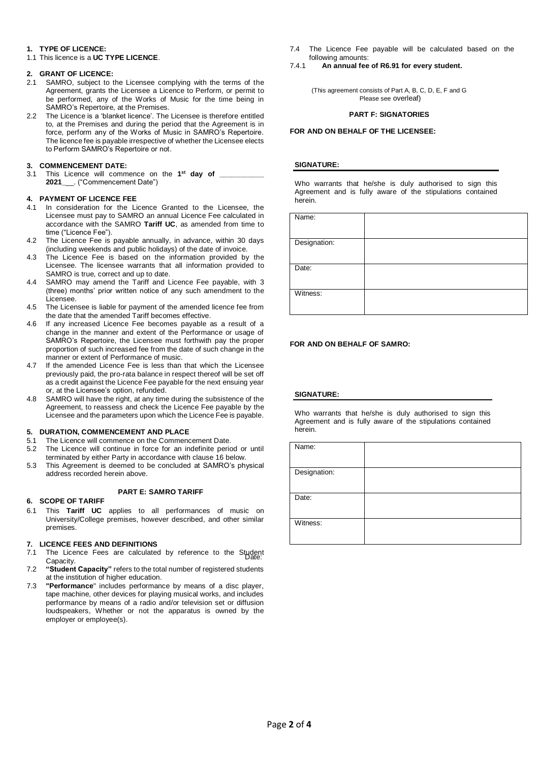**1. TYPE OF LICENCE:**

1.1 This licence is a **UC TYPE LICENCE**.

**2. GRANT OF LICENCE:**

2.1 SAMRO, subject to the Licensee complying with the terms of the Agreement, grants the Licensee a Licence to Perform, or permit to be performed, any of the Works of Music for the time being in SAMRO's Repertoire, at the Premises.

2.2 The Licence is a 'blanket licence'. The Licensee is therefore entitled to, at the Premises and during the period that the Agreement is in force, perform any of the Works of Music in SAMRO's Repertoire. The licence fee is payable irrespective of whether the Licensee elects to Perform SAMRO's Repertoire or not.

**3. COMMENCEMENT DATE:**

3.1 This Licence will commence on the **1st day of ___________ 2021**\_\_\_. ("Commencement Date")

**4. PAYMENT OF LICENCE FEE**

4.1 In consideration for the Licence Granted to the Licensee, the Licensee must pay to SAMRO an annual Licence Fee calculated in accordance with the SAMRO **Tariff UC**, as amended from time to time ("Licence Fee").

4.2 The Licence Fee is payable annually, in advance, within 30 days (including weekends and public holidays) of the date of invoice.

4.3 The Licence Fee is based on the information provided by the Licensee. The licensee warrants that all information provided to SAMRO is true, correct and up to date.

4.4 SAMRO may amend the Tariff and Licence Fee payable, with 3 (three) months' prior written notice of any such amendment to the Licensee.

4.5 The Licensee is liable for payment of the amended licence fee from the date that the amended Tariff becomes effective.

4.6 If any increased Licence Fee becomes payable as a result of a change in the manner and extent of the Performance or usage of SAMRO's Repertoire, the Licensee must forthwith pay the proper proportion of such increased fee from the date of such change in the manner or extent of Performance of music.

4.7 If the amended Licence Fee is less than that which the Licensee previously paid, the pro-rata balance in respect thereof will be set off as a credit against the Licence Fee payable for the next ensuing year or, at the Licensee's option, refunded.

4.8 SAMRO will have the right, at any time during the subsistence of the Agreement, to reassess and check the Licence Fee payable by the Licensee and the parameters upon which the Licence Fee is payable.

**5. DURATION, COMMENCEMENT AND PLACE**

5.1 The Licence will commence on the Commencement Date.

5.2 The Licence will continue in force for an indefinite period or until terminated by either Party in accordance with clause 16 below.

5.3 This Agreement is deemed to be concluded at SAMRO's physical address recorded herein above.

**PART E: SAMRO TARIFF**

**6. SCOPE OF TARIFF**

6.1 This **Tariff UC** applies to all performances of music on University/College premises, however described, and other similar premises.

**7. LICENCE FEES AND DEFINITIONS**

7.1 The Licence Fees are calculated by reference to the Student Capacity.

7.2 **"Student Capacity"** refers to the total number of registered students at the institution of higher education.

7.3 **"Performance**" includes performance by means of a disc player, tape machine, other devices for playing musical works, and includes performance by means of a radio and/or television set or diffusion loudspeakers, Whether or not the apparatus is owned by the employer or employee(s).

7.4 The Licence Fee payable will be calculated based on the following amounts:

7.4.1 **An annual fee of R6.91 for every student.**

(This agreement consists of Part A, B, C, D, E, F and G Please see overleaf)

**PART F: SIGNATORIES**

**FOR AND ON BEHALF OF THE LICENSEE:**

**SIGNATURE:**

Who warrants that he/she is duly authorised to sign this Agreement and is fully aware of the stipulations contained herein.

| Name: | |
|---|---|
| Designation: | |
| Date: | |
| Witness: | |

**FOR AND ON BEHALF OF SAMRO:**

**SIGNATURE:**

Who warrants that he/she is duly authorised to sign this Agreement and is fully aware of the stipulations contained herein.

| Name: | |
|---|---|
| Designation: | |
| Date: | |
| Witness: | |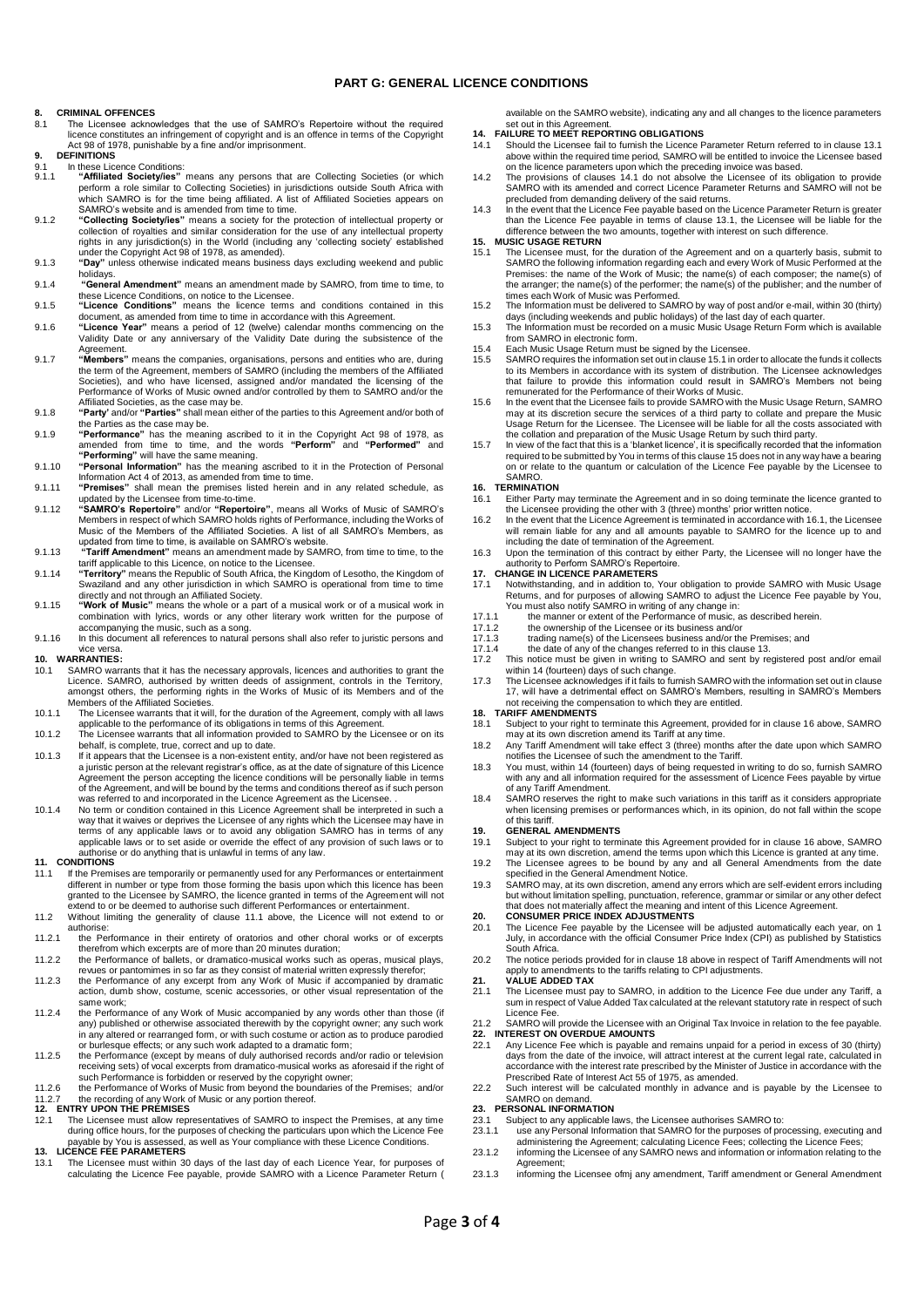# PART G: GENERAL LICENCE CONDITIONS

**8. CRIMINAL OFFENCES**

8.1 The Licensee acknowledges that the use of SAMRO's Repertoire without the required licence constitutes an infringement of copyright and is an offence in terms of the Copyright Act 98 of 1978, punishable by a fine and/or imprisonment.

**9. DEFINITIONS**

9.1 In these Licence Conditions:

9.1.1 **"Affiliated Society/ies"** means any persons that are Collecting Societies (or which perform a role similar to Collecting Societies) in jurisdictions outside South Africa with which SAMRO is for the time being affiliated. A list of Affiliated Societies appears on SAMRO's website and is amended from time to time.

9.1.2 **"Collecting Society/ies"** means a society for the protection of intellectual property or collection of royalties and similar consideration for the use of any intellectual property rights in any jurisdiction(s) in the World (including any 'collecting society' established under the Copyright Act 98 of 1978, as amended).

9.1.3 **"Day"** unless otherwise indicated means business days excluding weekend and public holidays.

9.1.4 **"General Amendment"** means an amendment made by SAMRO, from time to time, to these Licence Conditions, on notice to the Licensee.

9.1.5 **"Licence Conditions"** means the licence terms and conditions contained in this document, as amended from time to time in accordance with this Agreement.

9.1.6 **"Licence Year"** means a period of 12 (twelve) calendar months commencing on the Validity Date or any anniversary of the Validity Date during the subsistence of the Agreement.

9.1.7 **"Members"** means the companies, organisations, persons and entities who are, during the term of the Agreement, members of SAMRO (including the members of the Affiliated Societies), and who have licensed, assigned and/or mandated the licensing of the Performance of Works of Music owned and/or controlled by them to SAMRO and/or the Affiliated Societies, as the case may be.

9.1.8 **"Party'** and/or **"Parties"** shall mean either of the parties to this Agreement and/or both of the Parties as the case may be.

9.1.9 **"Performance"** has the meaning ascribed to it in the Copyright Act 98 of 1978, as amended from time to time, and the words **"Perform"** and **"Performed"** and **"Performing"** will have the same meaning.

9.1.10 **"Personal Information"** has the meaning ascribed to it in the Protection of Personal Information Act 4 of 2013, as amended from time to time.

9.1.11 **"Premises"** shall mean the premises listed herein and in any related schedule, as updated by the Licensee from time-to-time.

9.1.12 **"SAMRO's Repertoire"** and/or **"Repertoire"**, means all Works of Music of SAMRO's Members in respect of which SAMRO holds rights of Performance, including the Works of Music of the Members of the Affiliated Societies. A list of all SAMRO's Members, as updated from time to time, is available on SAMRO's website.

9.1.13 **"Tariff Amendment"** means an amendment made by SAMRO, from time to time, to the tariff applicable to this Licence, on notice to the Licensee.

9.1.14 **"Territory"** means the Republic of South Africa, the Kingdom of Lesotho, the Kingdom of Swaziland and any other jurisdiction in which SAMRO is operational from time to time directly and not through an Affiliated Society.

9.1.15 **"Work of Music"** means the whole or a part of a musical work or of a musical work in combination with lyrics, words or any other literary work written for the purpose of accompanying the music, such as a song.

9.1.16 In this document all references to natural persons shall also refer to juristic persons and vice versa.

**10. WARRANTIES:**

10.1 SAMRO warrants that it has the necessary approvals, licences and authorities to grant the Licence. SAMRO, authorised by written deeds of assignment, controls in the Territory, amongst others, the performing rights in the Works of Music of its Members and of the Members of the Affiliated Societies.

10.1.1 The Licensee warrants that it will, for the duration of the Agreement, comply with all laws applicable to the performance of its obligations in terms of this Agreement.

10.1.2 The Licensee warrants that all information provided to SAMRO by the Licensee or on its behalf, is complete, true, correct and up to date.

10.1.3 If it appears that the Licensee is a non-existent entity, and/or have not been registered as a juristic person at the relevant registrar's office, as at the date of signature of this Licence Agreement the person accepting the licence conditions will be personally liable in terms of the Agreement, and will be bound by the terms and conditions thereof as if such person was referred to and incorporated in the Licence Agreement as the Licensee. .

10.1.4 No term or condition contained in this Licence Agreement shall be interpreted in such a way that it waives or deprives the Licensee of any rights which the Licensee may have in terms of any applicable laws or to avoid any obligation SAMRO has in terms of any applicable laws or to set aside or override the effect of any provision of such laws or to authorise or do anything that is unlawful in terms of any law.

**11. CONDITIONS**

11.1 If the Premises are temporarily or permanently used for any Performances or entertainment different in number or type from those forming the basis upon which this licence has been granted to the Licensee by SAMRO, the licence granted in terms of the Agreement will not extend to or be deemed to authorise such different Performances or entertainment.

11.2 Without limiting the generality of clause 11.1 above, the Licence will not extend to or authorise:

11.2.1 the Performance in their entirety of oratorios and other choral works or of excerpts therefrom which excerpts are of more than 20 minutes duration;

11.2.2 the Performance of ballets, or dramatico-musical works such as operas, musical plays, revues or pantomimes in so far as they consist of material written expressly therefor;

11.2.3 the Performance of any excerpt from any Work of Music if accompanied by dramatic action, dumb show, costume, scenic accessories, or other visual representation of the same work;

11.2.4 the Performance of any Work of Music accompanied by any words other than those (if any) published or otherwise associated therewith by the copyright owner; any such work in any altered or rearranged form, or with such costume or action as to produce parodied or burlesque effects; or any such work adapted to a dramatic form;

11.2.5 the Performance (except by means of duly authorised records and/or radio or television receiving sets) of vocal excerpts from dramatico-musical works as aforesaid if the right of such Performance is forbidden or reserved by the copyright owner;

11.2.6 the Performance of Works of Music from beyond the boundaries of the Premises; and/or

11.2.7 the recording of any Work of Music or any portion thereof.

**12. ENTRY UPON THE PREMISES**

12.1 The Licensee must allow representatives of SAMRO to inspect the Premises, at any time during office hours, for the purposes of checking the particulars upon which the Licence Fee payable by You is assessed, as well as Your compliance with these Licence Conditions.

**13. LICENCE FEE PARAMETERS**

13.1 The Licensee must within 30 days of the last day of each Licence Year, for purposes of calculating the Licence Fee payable, provide SAMRO with a Licence Parameter Return ( available on the SAMRO website), indicating any and all changes to the licence parameters set out in this Agreement.

**14. FAILURE TO MEET REPORTING OBLIGATIONS**

14.1 Should the Licensee fail to furnish the Licence Parameter Return referred to in clause 13.1 above within the required time period, SAMRO will be entitled to invoice the Licensee based on the licence parameters upon which the preceding invoice was based.

14.2 The provisions of clauses 14.1 do not absolve the Licensee of its obligation to provide SAMRO with its amended and correct Licence Parameter Returns and SAMRO will not be precluded from demanding delivery of the said returns.

14.3 In the event that the Licence Fee payable based on the Licence Parameter Return is greater than the Licence Fee payable in terms of clause 13.1, the Licensee will be liable for the difference between the two amounts, together with interest on such difference.

**15. MUSIC USAGE RETURN**

15.1 The Licensee must, for the duration of the Agreement and on a quarterly basis, submit to SAMRO the following information regarding each and every Work of Music Performed at the Premises: the name of the Work of Music; the name(s) of each composer; the name(s) of the arranger; the name(s) of the performer; the name(s) of the publisher; and the number of times each Work of Music was Performed.

15.2 The Information must be delivered to SAMRO by way of post and/or e-mail, within 30 (thirty) days (including weekends and public holidays) of the last day of each quarter.

15.3 The Information must be recorded on a music Music Usage Return Form which is available from SAMRO in electronic form.

15.4 Each Music Usage Return must be signed by the Licensee.

15.5 SAMRO requires the information set out in clause 15.1 in order to allocate the funds it collects to its Members in accordance with its system of distribution. The Licensee acknowledges that failure to provide this information could result in SAMRO's Members not being remunerated for the Performance of their Works of Music.

15.6 In the event that the Licensee fails to provide SAMRO with the Music Usage Return, SAMRO may at its discretion secure the services of a third party to collate and prepare the Music Usage Return for the Licensee. The Licensee will be liable for all the costs associated with the collation and preparation of the Music Usage Return by such third party.

15.7 In view of the fact that this is a 'blanket licence', it is specifically recorded that the information required to be submitted by You in terms of this clause 15 does not in any way have a bearing on or relate to the quantum or calculation of the Licence Fee payable by the Licensee to SAMRO.

**16. TERMINATION**

16.1 Either Party may terminate the Agreement and in so doing terminate the licence granted to the Licensee providing the other with 3 (three) months' prior written notice.

16.2 In the event that the Licence Agreement is terminated in accordance with 16.1, the Licensee will remain liable for any and all amounts payable to SAMRO for the licence up to and including the date of termination of the Agreement.

16.3 Upon the termination of this contract by either Party, the Licensee will no longer have the authority to Perform SAMRO's Repertoire.

**17. CHANGE IN LICENCE PARAMETERS**

17.1 Notwithstanding, and in addition to, Your obligation to provide SAMRO with Music Usage Returns, and for purposes of allowing SAMRO to adjust the Licence Fee payable by You, You must also notify SAMRO in writing of any change in:

17.1.1 the manner or extent of the Performance of music, as described herein.

17.1.2 the ownership of the Licensee or its business and/or

17.1.3 trading name(s) of the Licensees business and/or the Premises; and

17.1.4 the date of any of the changes referred to in this clause 13.

17.2 This notice must be given in writing to SAMRO and sent by registered post and/or email within 14 (fourteen) days of such change.

17.3 The Licensee acknowledges if it fails to furnish SAMRO with the information set out in clause 17, will have a detrimental effect on SAMRO's Members, resulting in SAMRO's Members not receiving the compensation to which they are entitled.

**18. TARIFF AMENDMENTS**

18.1 Subject to your right to terminate this Agreement, provided for in clause 16 above, SAMRO may at its own discretion amend its Tariff at any time.

18.2 Any Tariff Amendment will take effect 3 (three) months after the date upon which SAMRO notifies the Licensee of such the amendment to the Tariff.

18.3 You must, within 14 (fourteen) days of being requested in writing to do so, furnish SAMRO with any and all information required for the assessment of Licence Fees payable by virtue of any Tariff Amendment.

18.4 SAMRO reserves the right to make such variations in this tariff as it considers appropriate when licensing premises or performances which, in its opinion, do not fall within the scope of this tariff.

**19. GENERAL AMENDMENTS**

19.1 Subject to your right to terminate this Agreement provided for in clause 16 above, SAMRO may at its own discretion, amend the terms upon which this Licence is granted at any time.

19.2 The Licensee agrees to be bound by any and all General Amendments from the date specified in the General Amendment Notice.

19.3 SAMRO may, at its own discretion, amend any errors which are self-evident errors including but without limitation spelling, punctuation, reference, grammar or similar or any other defect that does not materially affect the meaning and intent of this Licence Agreement.

**20. CONSUMER PRICE INDEX ADJUSTMENTS**

20.1 The Licence Fee payable by the Licensee will be adjusted automatically each year, on 1 July, in accordance with the official Consumer Price Index (CPI) as published by Statistics South Africa.

20.2 The notice periods provided for in clause 18 above in respect of Tariff Amendments will not apply to amendments to the tariffs relating to CPI adjustments.

**21. VALUE ADDED TAX**

21.1 The Licensee must pay to SAMRO, in addition to the Licence Fee due under any Tariff, a sum in respect of Value Added Tax calculated at the relevant statutory rate in respect of such Licence Fee.

21.2 SAMRO will provide the Licensee with an Original Tax Invoice in relation to the fee payable.

**22. INTEREST ON OVERDUE AMOUNTS**

22.1 Any Licence Fee which is payable and remains unpaid for a period in excess of 30 (thirty) days from the date of the invoice, will attract interest at the current legal rate, calculated in accordance with the interest rate prescribed by the Minister of Justice in accordance with the Prescribed Rate of Interest Act 55 of 1975, as amended.

22.2 Such interest will be calculated monthly in advance and is payable by the Licensee to SAMRO on demand.

**23. PERSONAL INFORMATION**

23.1 Subject to any applicable laws, the Licensee authorises SAMRO to:

23.1.1 use any Personal Information that SAMRO for the purposes of processing, executing and administering the Agreement; calculating Licence Fees; collecting the Licence Fees;

23.1.2 informing the Licensee of any SAMRO news and information or information relating to the Agreement;

23.1.3 informing the Licensee ofmj any amendment, Tariff amendment or General Amendment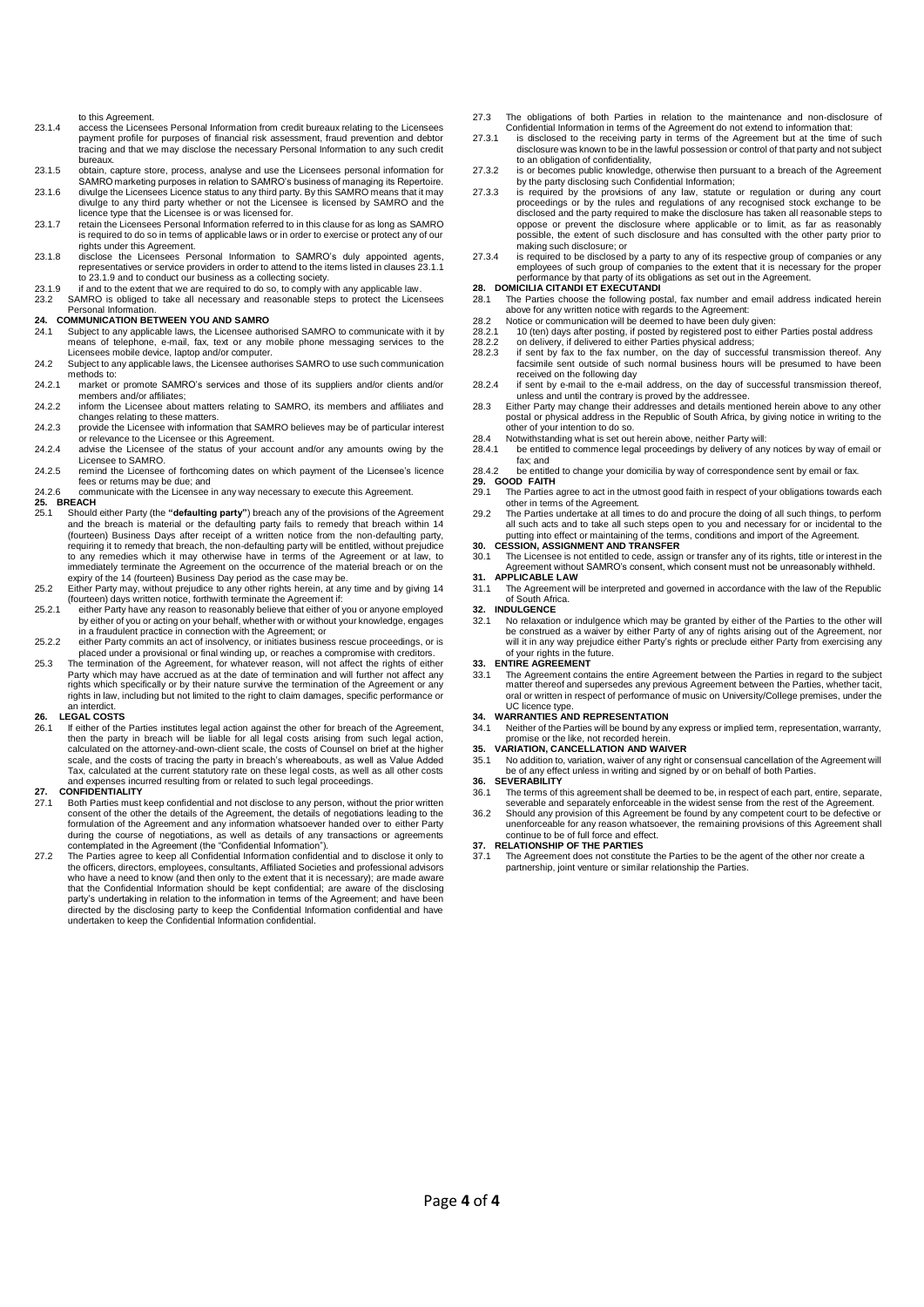to this Agreement.

23.1.4 access the Licensees Personal Information from credit bureaux relating to the Licensees payment profile for purposes of financial risk assessment, fraud prevention and debtor tracing and that we may disclose the necessary Personal Information to any such credit bureaux.

23.1.5 obtain, capture store, process, analyse and use the Licensees personal information for SAMRO marketing purposes in relation to SAMRO's business of managing its Repertoire.

23.1.6 divulge the Licensees Licence status to any third party. By this SAMRO means that it may divulge to any third party whether or not the Licensee is licensed by SAMRO and the licence type that the Licensee is or was licensed for.

23.1.7 retain the Licensees Personal Information referred to in this clause for as long as SAMRO is required to do so in terms of applicable laws or in order to exercise or protect any of our rights under this Agreement.

23.1.8 disclose the Licensees Personal Information to SAMRO's duly appointed agents, representatives or service providers in order to attend to the items listed in clauses 23.1.1 to 23.1.9 and to conduct our business as a collecting society.

23.1.9 if and to the extent that we are required to do so, to comply with any applicable law.

23.2 SAMRO is obliged to take all necessary and reasonable steps to protect the Licensees Personal Information.

**24. COMMUNICATION BETWEEN YOU AND SAMRO**

24.1 Subject to any applicable laws, the Licensee authorised SAMRO to communicate with it by means of telephone, e-mail, fax, text or any mobile phone messaging services to the Licensees mobile device, laptop and/or computer.

24.2 Subject to any applicable laws, the Licensee authorises SAMRO to use such communication methods to:

24.2.1 market or promote SAMRO's services and those of its suppliers and/or clients and/or members and/or affiliates;

24.2.2 inform the Licensee about matters relating to SAMRO, its members and affiliates and changes relating to these matters.

24.2.3 provide the Licensee with information that SAMRO believes may be of particular interest or relevance to the Licensee or this Agreement.

24.2.4 advise the Licensee of the status of your account and/or any amounts owing by the Licensee to SAMRO.

24.2.5 remind the Licensee of forthcoming dates on which payment of the Licensee's licence fees or returns may be due; and

24.2.6 communicate with the Licensee in any way necessary to execute this Agreement.

**25. BREACH**

25.1 Should either Party (the "**defaulting party**") breach any of the provisions of the Agreement and the breach is material or the defaulting party fails to remedy that breach within 14 (fourteen) Business Days after receipt of a written notice from the non-defaulting party, requiring it to remedy that breach, the non-defaulting party will be entitled, without prejudice to any remedies which it may otherwise have in terms of the Agreement or at law, to immediately terminate the Agreement on the occurrence of the material breach or on the expiry of the 14 (fourteen) Business Day period as the case may be.

25.2 Either Party may, without prejudice to any other rights herein, at any time and by giving 14 (fourteen) days written notice, forthwith terminate the Agreement if:

25.2.1 either Party have any reason to reasonably believe that either of you or anyone employed by either of you or acting on your behalf, whether with or without your knowledge, engages in a fraudulent practice in connection with the Agreement; or

25.2.2 either Party commits an act of insolvency, or initiates business rescue proceedings, or is placed under a provisional or final winding up, or reaches a compromise with creditors.

25.3 The termination of the Agreement, for whatever reason, will not affect the rights of either Party which may have accrued as at the date of termination and will further not affect any rights which specifically or by their nature survive the termination of the Agreement or any rights in law, including but not limited to the right to claim damages, specific performance or an interdict.

**26. LEGAL COSTS**

26.1 If either of the Parties institutes legal action against the other for breach of the Agreement, then the party in breach will be liable for all legal costs arising from such legal action, calculated on the attorney-and-own-client scale, the costs of Counsel on brief at the higher scale, and the costs of tracing the party in breach's whereabouts, as well as Value Added Tax, calculated at the current statutory rate on these legal costs, as well as all other costs and expenses incurred resulting from or related to such legal proceedings.

**27. CONFIDENTIALITY**

27.1 Both Parties must keep confidential and not disclose to any person, without the prior written consent of the other the details of the Agreement, the details of negotiations leading to the formulation of the Agreement and any information whatsoever handed over to either Party during the course of negotiations, as well as details of any transactions or agreements contemplated in the Agreement (the "Confidential Information").

27.2 The Parties agree to keep all Confidential Information confidential and to disclose it only to the officers, directors, employees, consultants, Affiliated Societies and professional advisors who have a need to know (and then only to the extent that it is necessary); are made aware that the Confidential Information should be kept confidential; are aware of the disclosing party's undertaking in relation to the information in terms of the Agreement; and have been directed by the disclosing party to keep the Confidential Information confidential and have undertaken to keep the Confidential Information confidential.

27.3 The obligations of both Parties in relation to the maintenance and non-disclosure of Confidential Information in terms of the Agreement do not extend to information that:

27.3.1 is disclosed to the receiving party in terms of the Agreement but at the time of such disclosure was known to be in the lawful possession or control of that party and not subject to an obligation of confidentiality,

27.3.2 is or becomes public knowledge, otherwise then pursuant to a breach of the Agreement by the party disclosing such Confidential Information;

27.3.3 is required by the provisions of any law, statute or regulation or during any court proceedings or by the rules and regulations of any recognised stock exchange to be disclosed and the party required to make the disclosure has taken all reasonable steps to oppose or prevent the disclosure where applicable or to limit, as far as reasonably possible, the extent of such disclosure and has consulted with the other party prior to making such disclosure; or

27.3.4 is required to be disclosed by a party to any of its respective group of companies or any employees of such group of companies to the extent that it is necessary for the proper performance by that party of its obligations as set out in the Agreement.

**28. DOMICILIA CITANDI ET EXECUTANDI**

28.1 The Parties choose the following postal, fax number and email address indicated herein above for any written notice with regards to the Agreement:

28.2 Notice or communication will be deemed to have been duly given:

28.2.1 10 (ten) days after posting, if posted by registered post to either Parties postal address

28.2.2 on delivery, if delivered to either Parties physical address;

28.2.3 if sent by fax to the fax number, on the day of successful transmission thereof. Any facsimile sent outside of such normal business hours will be presumed to have been received on the following day

28.2.4 if sent by e-mail to the e-mail address, on the day of successful transmission thereof, unless and until the contrary is proved by the addressee.

28.3 Either Party may change their addresses and details mentioned herein above to any other postal or physical address in the Republic of South Africa, by giving notice in writing to the other of your intention to do so.

28.4 Notwithstanding what is set out herein above, neither Party will:

28.4.1 be entitled to commence legal proceedings by delivery of any notices by way of email or fax; and

28.4.2 be entitled to change your domicilia by way of correspondence sent by email or fax.

**29. GOOD FAITH**

29.1 The Parties agree to act in the utmost good faith in respect of your obligations towards each other in terms of the Agreement.

29.2 The Parties undertake at all times to do and procure the doing of all such things, to perform all such acts and to take all such steps open to you and necessary for or incidental to the putting into effect or maintaining of the terms, conditions and import of the Agreement.

**30. CESSION, ASSIGNMENT AND TRANSFER**

30.1 The Licensee is not entitled to cede, assign or transfer any of its rights, title or interest in the Agreement without SAMRO's consent, which consent must not be unreasonably withheld.

**31. APPLICABLE LAW**

31.1 The Agreement will be interpreted and governed in accordance with the law of the Republic of South Africa.

**32. INDULGENCE**

32.1 No relaxation or indulgence which may be granted by either of the Parties to the other will be construed as a waiver by either Party of any of rights arising out of the Agreement, nor will it in any way prejudice either Party's rights or preclude either Party from exercising any of your rights in the future.

**33. ENTIRE AGREEMENT**

33.1 The Agreement contains the entire Agreement between the Parties in regard to the subject matter thereof and supersedes any previous Agreement between the Parties, whether tacit, oral or written in respect of performance of music on University/College premises, under the UC licence type.

**34. WARRANTIES AND REPRESENTATION**

34.1 Neither of the Parties will be bound by any express or implied term, representation, warranty, promise or the like, not recorded herein.

**35. VARIATION, CANCELLATION AND WAIVER**

35.1 No addition to, variation, waiver of any right or consensual cancellation of the Agreement will be of any effect unless in writing and signed by or on behalf of both Parties.

**36. SEVERABILITY**

36.1 The terms of this agreement shall be deemed to be, in respect of each part, entire, separate, severable and separately enforceable in the widest sense from the rest of the Agreement.

36.2 Should any provision of this Agreement be found by any competent court to be defective or unenforceable for any reason whatsoever, the remaining provisions of this Agreement shall continue to be of full force and effect.

**37. RELATIONSHIP OF THE PARTIES**

37.1 The Agreement does not constitute the Parties to be the agent of the other nor create a partnership, joint venture or similar relationship the Parties.